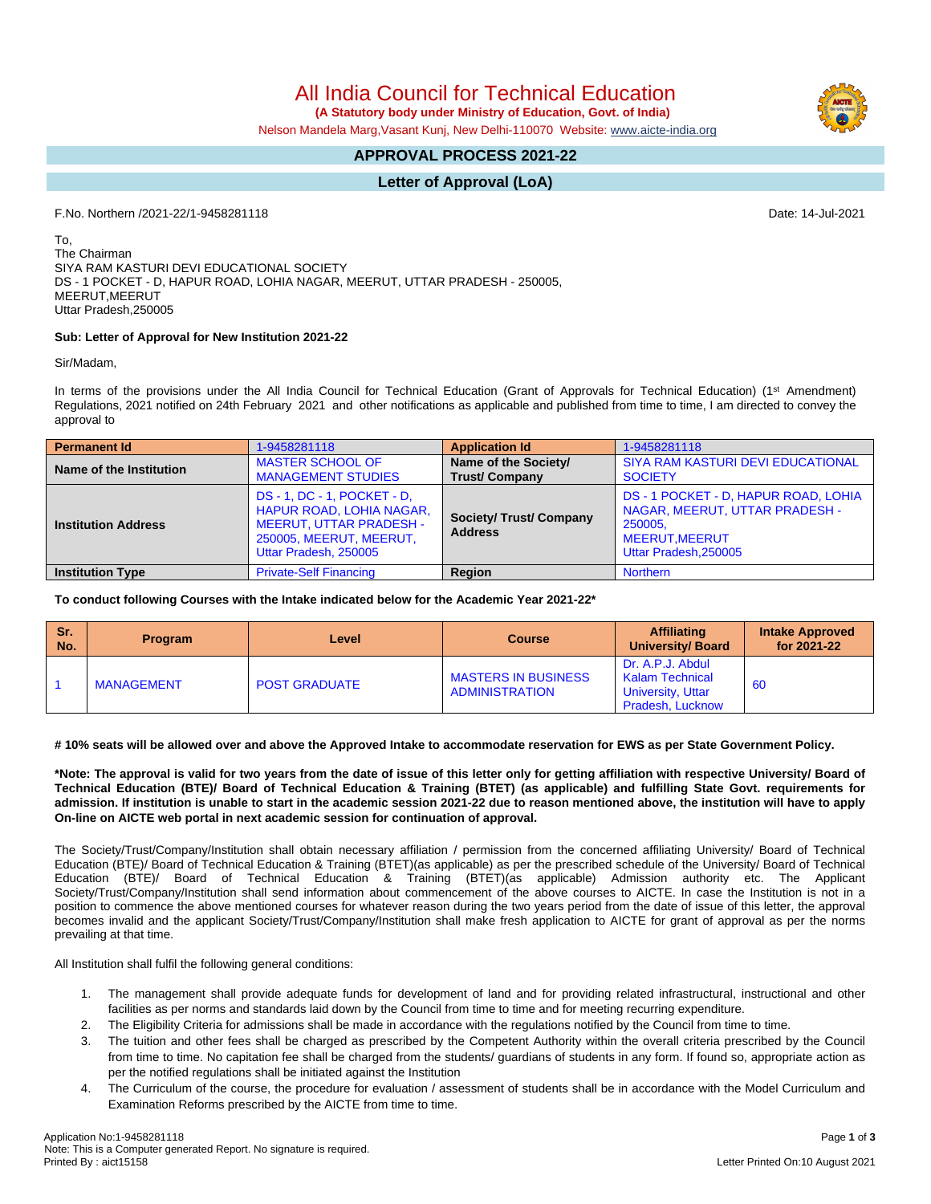# All India Council for Technical Education

**(A Statutory body under Ministry of Education, Govt. of India)**

Nelson Mandela Marg,Vasant Kunj, New Delhi-110070 Website: www.aicte-india.org

## APPROVAL PROCESS 2021-22

## Letter of Approval (LoA)

F.No. Northern /2021-22/1-9458281118 Date: 14-Jul-2021

To,
The Chairman
SIYA RAM KASTURI DEVI EDUCATIONAL SOCIETY
DS - 1 POCKET - D, HAPUR ROAD, LOHIA NAGAR, MEERUT, UTTAR PRADESH - 250005,
MEERUT,MEERUT
Uttar Pradesh,250005

**Sub: Letter of Approval for New Institution 2021-22**

Sir/Madam,

In terms of the provisions under the All India Council for Technical Education (Grant of Approvals for Technical Education) (1st Amendment) Regulations, 2021 notified on 24th February 2021 and other notifications as applicable and published from time to time, I am directed to convey the approval to

| **Permanent Id** | 1-9458281118 | **Application Id** | 1-9458281118 |
|---|---|---|---|
| **Name of the Institution** | MASTER SCHOOL OF MANAGEMENT STUDIES | **Name of the Society/ Trust/ Company** | SIYA RAM KASTURI DEVI EDUCATIONAL SOCIETY |
| **Institution Address** | DS - 1, DC - 1, POCKET - D, HAPUR ROAD, LOHIA NAGAR, MEERUT, UTTAR PRADESH - 250005, MEERUT, MEERUT, Uttar Pradesh, 250005 | **Society/ Trust/ Company Address** | DS - 1 POCKET - D, HAPUR ROAD, LOHIA NAGAR, MEERUT, UTTAR PRADESH - 250005, MEERUT,MEERUT Uttar Pradesh,250005 |
| **Institution Type** | Private-Self Financing | **Region** | Northern |

**To conduct following Courses with the Intake indicated below for the Academic Year 2021-22\***

| Sr. No. | Program | Level | Course | Affiliating University/ Board | Intake Approved for 2021-22 |
|---|---|---|---|---|---|
| 1 | MANAGEMENT | POST GRADUATE | MASTERS IN BUSINESS ADMINISTRATION | Dr. A.P.J. Abdul Kalam Technical University, Uttar Pradesh, Lucknow | 60 |

**# 10% seats will be allowed over and above the Approved Intake to accommodate reservation for EWS as per State Government Policy.**

**\*Note: The approval is valid for two years from the date of issue of this letter only for getting affiliation with respective University/ Board of Technical Education (BTE)/ Board of Technical Education & Training (BTET) (as applicable) and fulfilling State Govt. requirements for admission. If institution is unable to start in the academic session 2021-22 due to reason mentioned above, the institution will have to apply On-line on AICTE web portal in next academic session for continuation of approval.**

The Society/Trust/Company/Institution shall obtain necessary affiliation / permission from the concerned affiliating University/ Board of Technical Education (BTE)/ Board of Technical Education & Training (BTET)(as applicable) as per the prescribed schedule of the University/ Board of Technical Education (BTE)/ Board of Technical Education & Training (BTET)(as applicable) Admission authority etc. The Applicant Society/Trust/Company/Institution shall send information about commencement of the above courses to AICTE. In case the Institution is not in a position to commence the above mentioned courses for whatever reason during the two years period from the date of issue of this letter, the approval becomes invalid and the applicant Society/Trust/Company/Institution shall make fresh application to AICTE for grant of approval as per the norms prevailing at that time.

All Institution shall fulfil the following general conditions:

1. The management shall provide adequate funds for development of land and for providing related infrastructural, instructional and other facilities as per norms and standards laid down by the Council from time to time and for meeting recurring expenditure.
2. The Eligibility Criteria for admissions shall be made in accordance with the regulations notified by the Council from time to time.
3. The tuition and other fees shall be charged as prescribed by the Competent Authority within the overall criteria prescribed by the Council from time to time. No capitation fee shall be charged from the students/ guardians of students in any form. If found so, appropriate action as per the notified regulations shall be initiated against the Institution
4. The Curriculum of the course, the procedure for evaluation / assessment of students shall be in accordance with the Model Curriculum and Examination Reforms prescribed by the AICTE from time to time.

Application No:1-9458281118
Note: This is a Computer generated Report. No signature is required.
Printed By : aict15158
Letter Printed On:10 August 2021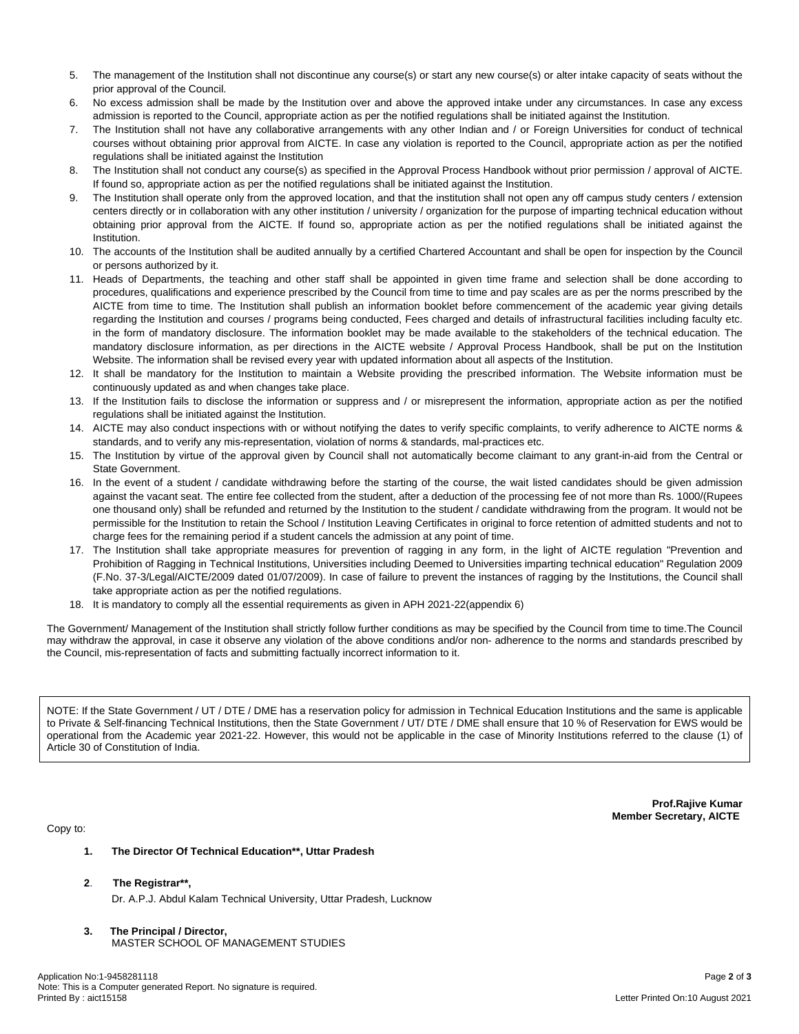5. The management of the Institution shall not discontinue any course(s) or start any new course(s) or alter intake capacity of seats without the prior approval of the Council.
6. No excess admission shall be made by the Institution over and above the approved intake under any circumstances. In case any excess admission is reported to the Council, appropriate action as per the notified regulations shall be initiated against the Institution.
7. The Institution shall not have any collaborative arrangements with any other Indian and / or Foreign Universities for conduct of technical courses without obtaining prior approval from AICTE. In case any violation is reported to the Council, appropriate action as per the notified regulations shall be initiated against the Institution
8. The Institution shall not conduct any course(s) as specified in the Approval Process Handbook without prior permission / approval of AICTE. If found so, appropriate action as per the notified regulations shall be initiated against the Institution.
9. The Institution shall operate only from the approved location, and that the institution shall not open any off campus study centers / extension centers directly or in collaboration with any other institution / university / organization for the purpose of imparting technical education without obtaining prior approval from the AICTE. If found so, appropriate action as per the notified regulations shall be initiated against the Institution.
10. The accounts of the Institution shall be audited annually by a certified Chartered Accountant and shall be open for inspection by the Council or persons authorized by it.
11. Heads of Departments, the teaching and other staff shall be appointed in given time frame and selection shall be done according to procedures, qualifications and experience prescribed by the Council from time to time and pay scales are as per the norms prescribed by the AICTE from time to time. The Institution shall publish an information booklet before commencement of the academic year giving details regarding the Institution and courses / programs being conducted, Fees charged and details of infrastructural facilities including faculty etc. in the form of mandatory disclosure. The information booklet may be made available to the stakeholders of the technical education. The mandatory disclosure information, as per directions in the AICTE website / Approval Process Handbook, shall be put on the Institution Website. The information shall be revised every year with updated information about all aspects of the Institution.
12. It shall be mandatory for the Institution to maintain a Website providing the prescribed information. The Website information must be continuously updated as and when changes take place.
13. If the Institution fails to disclose the information or suppress and / or misrepresent the information, appropriate action as per the notified regulations shall be initiated against the Institution.
14. AICTE may also conduct inspections with or without notifying the dates to verify specific complaints, to verify adherence to AICTE norms & standards, and to verify any mis-representation, violation of norms & standards, mal-practices etc.
15. The Institution by virtue of the approval given by Council shall not automatically become claimant to any grant-in-aid from the Central or State Government.
16. In the event of a student / candidate withdrawing before the starting of the course, the wait listed candidates should be given admission against the vacant seat. The entire fee collected from the student, after a deduction of the processing fee of not more than Rs. 1000/(Rupees one thousand only) shall be refunded and returned by the Institution to the student / candidate withdrawing from the program. It would not be permissible for the Institution to retain the School / Institution Leaving Certificates in original to force retention of admitted students and not to charge fees for the remaining period if a student cancels the admission at any point of time.
17. The Institution shall take appropriate measures for prevention of ragging in any form, in the light of AICTE regulation "Prevention and Prohibition of Ragging in Technical Institutions, Universities including Deemed to Universities imparting technical education" Regulation 2009 (F.No. 37-3/Legal/AICTE/2009 dated 01/07/2009). In case of failure to prevent the instances of ragging by the Institutions, the Council shall take appropriate action as per the notified regulations.
18. It is mandatory to comply all the essential requirements as given in APH 2021-22(appendix 6)

The Government/ Management of the Institution shall strictly follow further conditions as may be specified by the Council from time to time.The Council may withdraw the approval, in case it observe any violation of the above conditions and/or non- adherence to the norms and standards prescribed by the Council, mis-representation of facts and submitting factually incorrect information to it.

NOTE: If the State Government / UT / DTE / DME has a reservation policy for admission in Technical Education Institutions and the same is applicable to Private & Self-financing Technical Institutions, then the State Government / UT/ DTE / DME shall ensure that 10 % of Reservation for EWS would be operational from the Academic year 2021-22. However, this would not be applicable in the case of Minority Institutions referred to the clause (1) of Article 30 of Constitution of India.

**Prof.Rajive Kumar**
**Member Secretary, AICTE**

Copy to:

1. **The Director Of Technical Education**\*\*, Uttar Pradesh**

2. **The Registrar\*\*,**
   Dr. A.P.J. Abdul Kalam Technical University, Uttar Pradesh, Lucknow

3. **The Principal / Director,**
   MASTER SCHOOL OF MANAGEMENT STUDIES

Application No:1-9458281118
Note: This is a Computer generated Report. No signature is required.
Printed By : aict15158

Letter Printed On:10 August 2021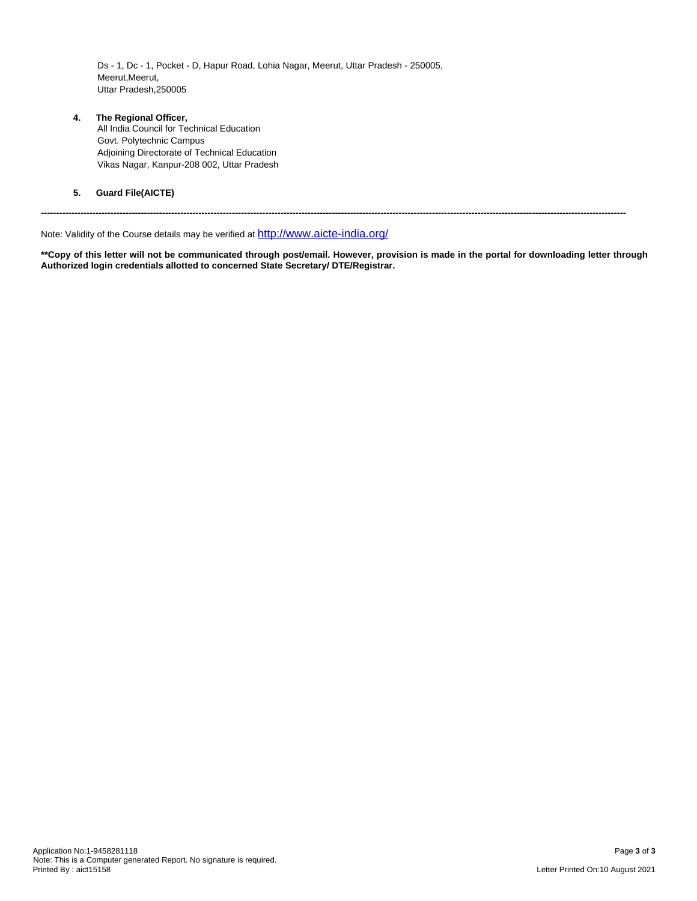Ds - 1, Dc - 1, Pocket - D, Hapur Road, Lohia Nagar, Meerut, Uttar Pradesh - 250005,
Meerut,Meerut,
Uttar Pradesh,250005

4. **The Regional Officer,**
   All India Council for Technical Education
   Govt. Polytechnic Campus
   Adjoining Directorate of Technical Education
   Vikas Nagar, Kanpur-208 002, Uttar Pradesh

5. **Guard File(AICTE)**

---

Note: Validity of the Course details may be verified at http://www.aicte-india.org/

****Copy of this letter will not be communicated through post/email. However, provision is made in the portal for downloading letter through Authorized login credentials allotted to concerned State Secretary/ DTE/Registrar.**

Application No:1-9458281118
Note: This is a Computer generated Report. No signature is required.
Printed By : aict15158

Letter Printed On:10 August 2021